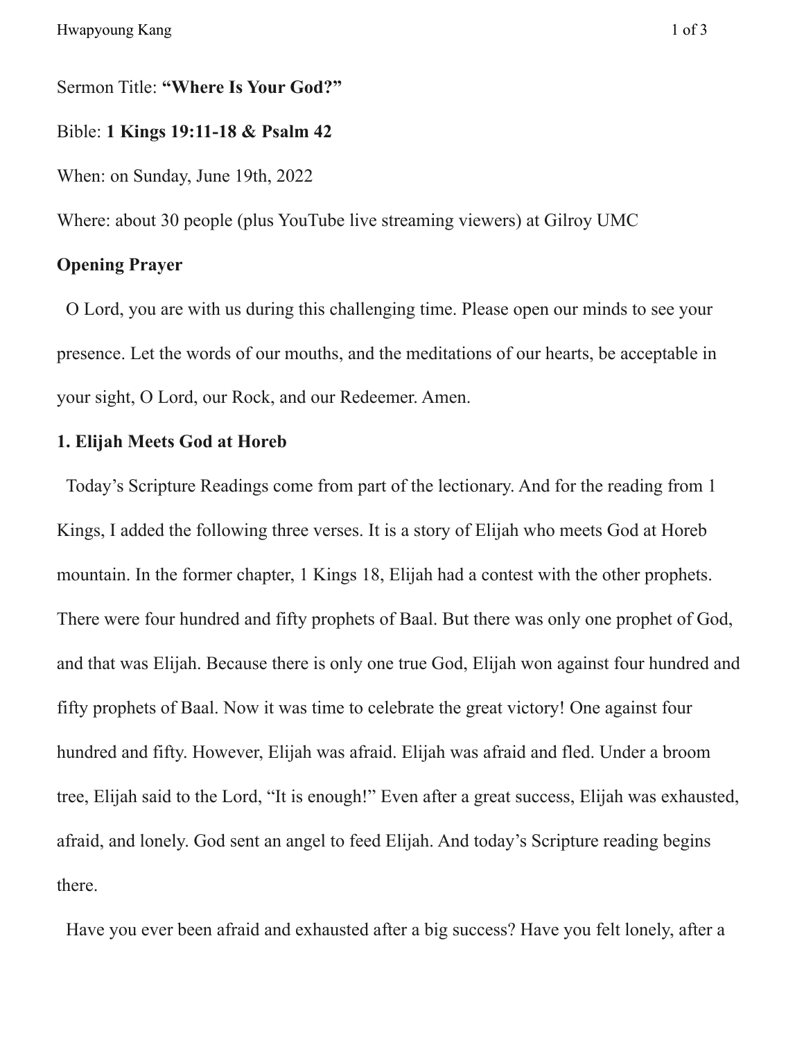Sermon Title: **"Where Is Your God?"**

Bible: **1 Kings 19:11-18 & Psalm 42**

When: on Sunday, June 19th, 2022

Where: about 30 people (plus YouTube live streaming viewers) at Gilroy UMC

**Opening Prayer**

O Lord, you are with us during this challenging time. Please open our minds to see your presence. Let the words of our mouths, and the meditations of our hearts, be acceptable in your sight, O Lord, our Rock, and our Redeemer. Amen.

**1. Elijah Meets God at Horeb**

Today's Scripture Readings come from part of the lectionary. And for the reading from 1 Kings, I added the following three verses. It is a story of Elijah who meets God at Horeb mountain. In the former chapter, 1 Kings 18, Elijah had a contest with the other prophets. There were four hundred and fifty prophets of Baal. But there was only one prophet of God, and that was Elijah. Because there is only one true God, Elijah won against four hundred and fifty prophets of Baal. Now it was time to celebrate the great victory! One against four hundred and fifty. However, Elijah was afraid. Elijah was afraid and fled. Under a broom tree, Elijah said to the Lord, "It is enough!" Even after a great success, Elijah was exhausted, afraid, and lonely. God sent an angel to feed Elijah. And today's Scripture reading begins there.

Have you ever been afraid and exhausted after a big success? Have you felt lonely, after a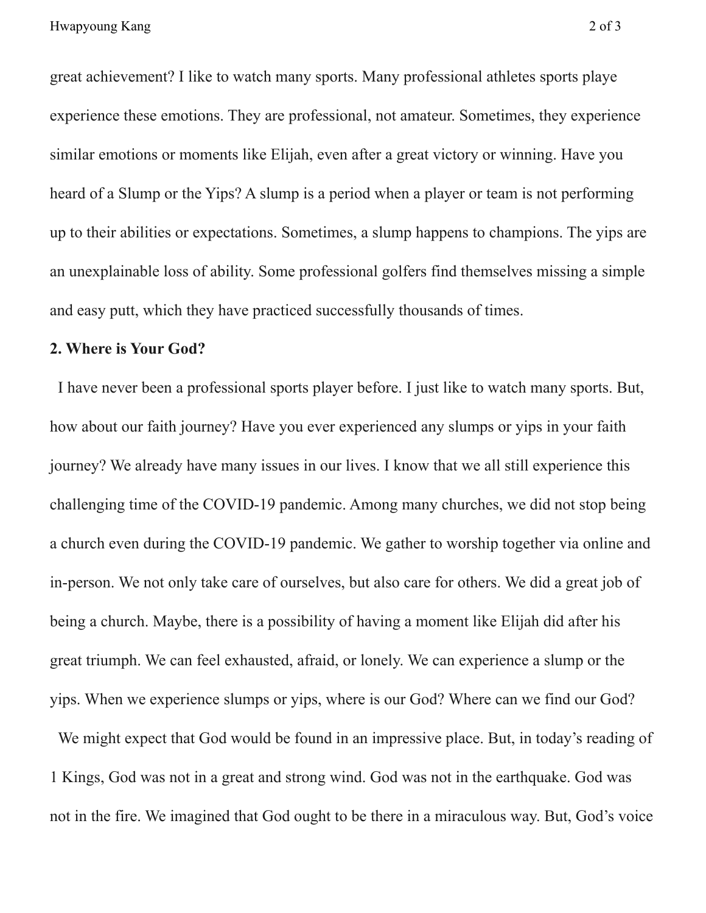great achievement? I like to watch many sports. Many professional athletes sports playe experience these emotions. They are professional, not amateur. Sometimes, they experience similar emotions or moments like Elijah, even after a great victory or winning. Have you heard of a Slump or the Yips? A slump is a period when a player or team is not performing up to their abilities or expectations. Sometimes, a slump happens to champions. The yips are an unexplainable loss of ability. Some professional golfers find themselves missing a simple and easy putt, which they have practiced successfully thousands of times.

**2. Where is Your God?**

I have never been a professional sports player before. I just like to watch many sports. But, how about our faith journey? Have you ever experienced any slumps or yips in your faith journey? We already have many issues in our lives. I know that we all still experience this challenging time of the COVID-19 pandemic. Among many churches, we did not stop being a church even during the COVID-19 pandemic. We gather to worship together via online and in-person. We not only take care of ourselves, but also care for others. We did a great job of being a church. Maybe, there is a possibility of having a moment like Elijah did after his great triumph. We can feel exhausted, afraid, or lonely. We can experience a slump or the yips. When we experience slumps or yips, where is our God? Where can we find our God?

We might expect that God would be found in an impressive place. But, in today's reading of 1 Kings, God was not in a great and strong wind. God was not in the earthquake. God was not in the fire. We imagined that God ought to be there in a miraculous way. But, God's voice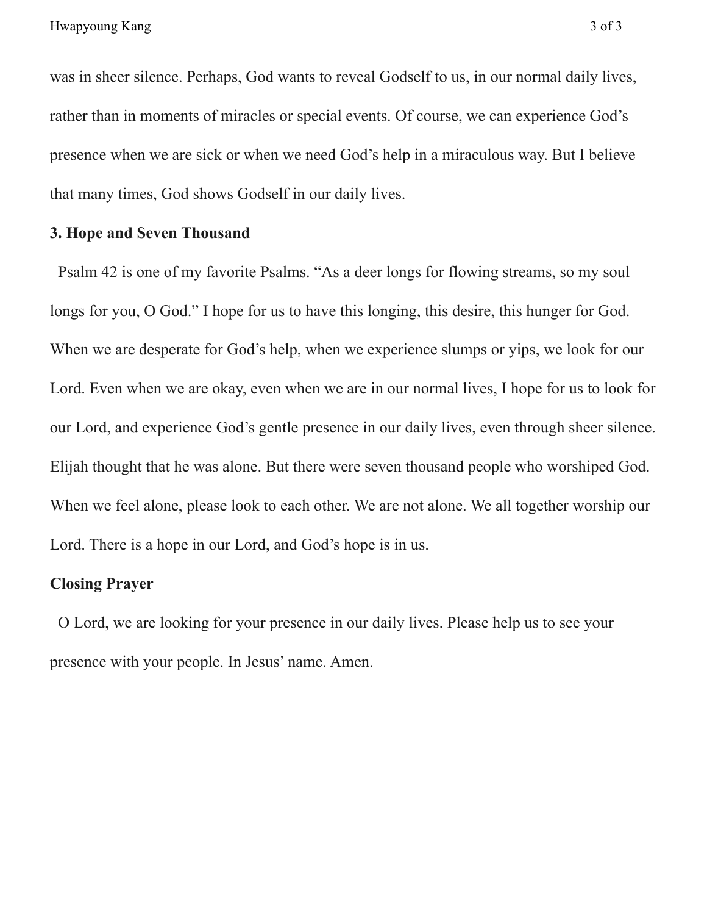was in sheer silence. Perhaps, God wants to reveal Godself to us, in our normal daily lives, rather than in moments of miracles or special events. Of course, we can experience God's presence when we are sick or when we need God's help in a miraculous way. But I believe that many times, God shows Godself in our daily lives.

**3. Hope and Seven Thousand**

Psalm 42 is one of my favorite Psalms. "As a deer longs for flowing streams, so my soul longs for you, O God." I hope for us to have this longing, this desire, this hunger for God. When we are desperate for God's help, when we experience slumps or yips, we look for our Lord. Even when we are okay, even when we are in our normal lives, I hope for us to look for our Lord, and experience God's gentle presence in our daily lives, even through sheer silence. Elijah thought that he was alone. But there were seven thousand people who worshiped God. When we feel alone, please look to each other. We are not alone. We all together worship our Lord. There is a hope in our Lord, and God's hope is in us.

**Closing Prayer**

O Lord, we are looking for your presence in our daily lives. Please help us to see your presence with your people. In Jesus' name. Amen.